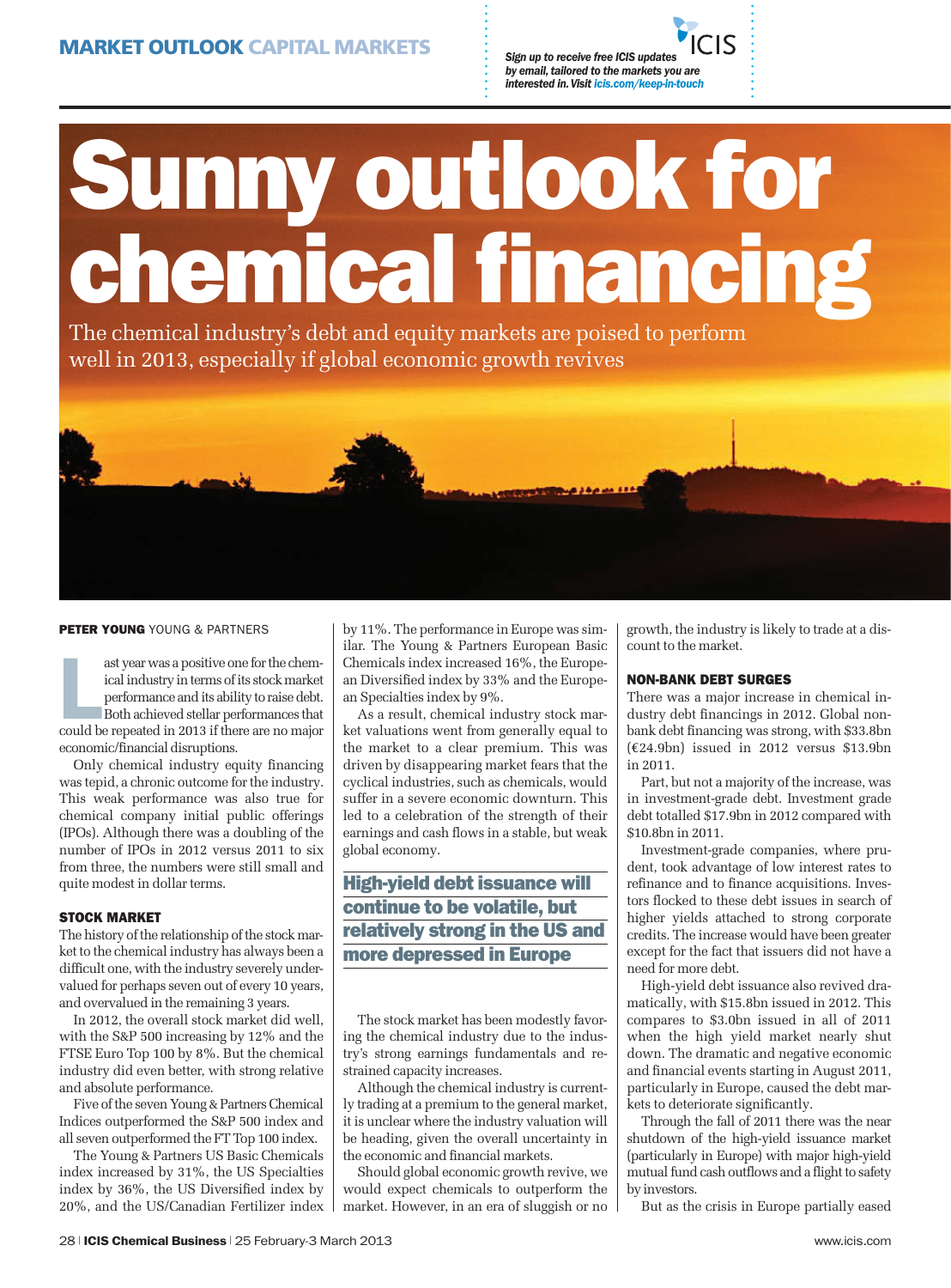MARKET OUTLOOK CAPITAL MARKETS

*Sign up to receive free ICIS updates by email, tailored to the markets you are interested in. Visit icis.com/keep-in-touch*

# Sunny outlook for chemical financing

The chemical industry's debt and equity markets are poised to perform well in 2013, especially if global economic growth revives

**PETER YOUNG** YOUNG & PARTNERS

Last year was a positive one for the chemical industry in terms of its stock market performance and its ability to raise debt. Both achieved stellar performances that could be repeated in 2013 if there are no major economic/financial disruptions.

Only chemical industry equity financing was tepid, a chronic outcome for the industry. This weak performance was also true for chemical company initial public offerings (IPOs). Although there was a doubling of the number of IPOs in 2012 versus 2011 to six from three, the numbers were still small and quite modest in dollar terms.

### STOCK MARKET

The history of the relationship of the stock market to the chemical industry has always been a difficult one, with the industry severely undervalued for perhaps seven out of every 10 years, and overvalued in the remaining 3 years.

In 2012, the overall stock market did well, with the S&P 500 increasing by 12% and the FTSE Euro Top 100 by 8%. But the chemical industry did even better, with strong relative and absolute performance.

Five of the seven Young & Partners Chemical Indices outperformed the S&P 500 index and all seven outperformed the FT Top 100 index.

The Young & Partners US Basic Chemicals index increased by 31%, the US Specialties index by 36%, the US Diversified index by 20%, and the US/Canadian Fertilizer index by 11%. The performance in Europe was similar. The Young & Partners European Basic Chemicals index increased 16%, the European Diversified index by 33% and the European Specialties index by 9%.

As a result, chemical industry stock market valuations went from generally equal to the market to a clear premium. This was driven by disappearing market fears that the cyclical industries, such as chemicals, would suffer in a severe economic downturn. This led to a celebration of the strength of their earnings and cash flows in a stable, but weak global economy.

> **High-yield debt issuance will continue to be volatile, but relatively strong in the US and more depressed in Europe**

The stock market has been modestly favoring the chemical industry due to the industry's strong earnings fundamentals and restrained capacity increases.

Although the chemical industry is currently trading at a premium to the general market, it is unclear where the industry valuation will be heading, given the overall uncertainty in the economic and financial markets.

Should global economic growth revive, we would expect chemicals to outperform the market. However, in an era of sluggish or no growth, the industry is likely to trade at a discount to the market.

### NON-BANK DEBT SURGES

There was a major increase in chemical industry debt financings in 2012. Global non-bank debt financing was strong, with $33.8bn (€24.9bn) issued in 2012 versus $13.9bn in 2011.

Part, but not a majority of the increase, was in investment-grade debt. Investment grade debt totalled $17.9bn in 2012 compared with $10.8bn in 2011.

Investment-grade companies, where prudent, took advantage of low interest rates to refinance and to finance acquisitions. Investors flocked to these debt issues in search of higher yields attached to strong corporate credits. The increase would have been greater except for the fact that issuers did not have a need for more debt.

High-yield debt issuance also revived dramatically, with $15.8bn issued in 2012. This compares to $3.0bn issued in all of 2011 when the high yield market nearly shut down. The dramatic and negative economic and financial events starting in August 2011, particularly in Europe, caused the debt markets to deteriorate significantly.

Through the fall of 2011 there was the near shutdown of the high-yield issuance market (particularly in Europe) with major high-yield mutual fund cash outflows and a flight to safety by investors.

But as the crisis in Europe partially eased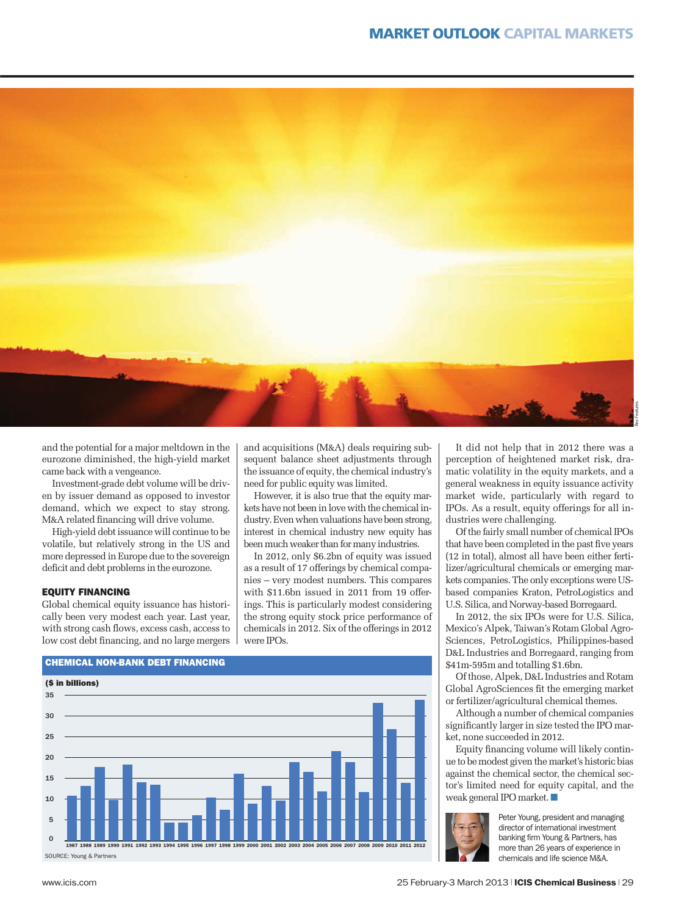and the potential for a major meltdown in the eurozone diminished, the high-yield market came back with a vengeance.

Investment-grade debt volume will be driven by issuer demand as opposed to investor demand, which we expect to stay strong. M&A related financing will drive volume.

High-yield debt issuance will continue to be volatile, but relatively strong in the US and more depressed in Europe due to the sovereign deficit and debt problems in the eurozone.

### EQUITY FINANCING

Global chemical equity issuance has historically been very modest each year. Last year, with strong cash flows, excess cash, access to low cost debt financing, and no large mergers and acquisitions (M&A) deals requiring subsequent balance sheet adjustments through the issuance of equity, the chemical industry's need for public equity was limited.

However, it is also true that the equity markets have not been in love with the chemical industry. Even when valuations have been strong, interest in chemical industry new equity has been much weaker than for many industries.

In 2012, only $6.2bn of equity was issued as a result of 17 offerings by chemical companies – very modest numbers. This compares with $11.6bn issued in 2011 from 19 offerings. This is particularly modest considering the strong equity stock price performance of chemicals in 2012. Six of the offerings in 2012 were IPOs.

It did not help that in 2012 there was a perception of heightened market risk, dramatic volatility in the equity markets, and a general weakness in equity issuance activity market wide, particularly with regard to IPOs. As a result, equity offerings for all industries were challenging.

Of the fairly small number of chemical IPOs that have been completed in the past five years (12 in total), almost all have been either fertilizer/agricultural chemicals or emerging markets companies. The only exceptions were US-based companies Kraton, PetroLogistics and U.S. Silica, and Norway-based Borregaard.

In 2012, the six IPOs were for U.S. Silica, Mexico's Alpek, Taiwan's Rotam Global AgroSciences, PetroLogistics, Philippines-based D&L Industries and Borregaard, ranging from $41m-595m and totalling $1.6bn.

Of those, Alpek, D&L Industries and Rotam Global AgroSciences fit the emerging market or fertilizer/agricultural chemical themes.

Although a number of chemical companies significantly larger in size tested the IPO market, none succeeded in 2012.

Equity financing volume will likely continue to be modest given the market's historic bias against the chemical sector, the chemical sector's limited need for equity capital, and the weak general IPO market. ■

**CHEMICAL NON-BANK DEBT FINANCING**

($ in billions)

35
30
25
20
15
10
5
0

1987 1988 1989 1990 1991 1992 1993 1994 1995 1996 1997 1998 1999 2000 2001 2002 2003 2004 2005 2006 2007 2008 2009 2010 2011 2012

SOURCE: Young & Partners

Peter Young, president and managing director of international investment banking firm Young & Partners, has more than 26 years of experience in chemicals and life science M&A.